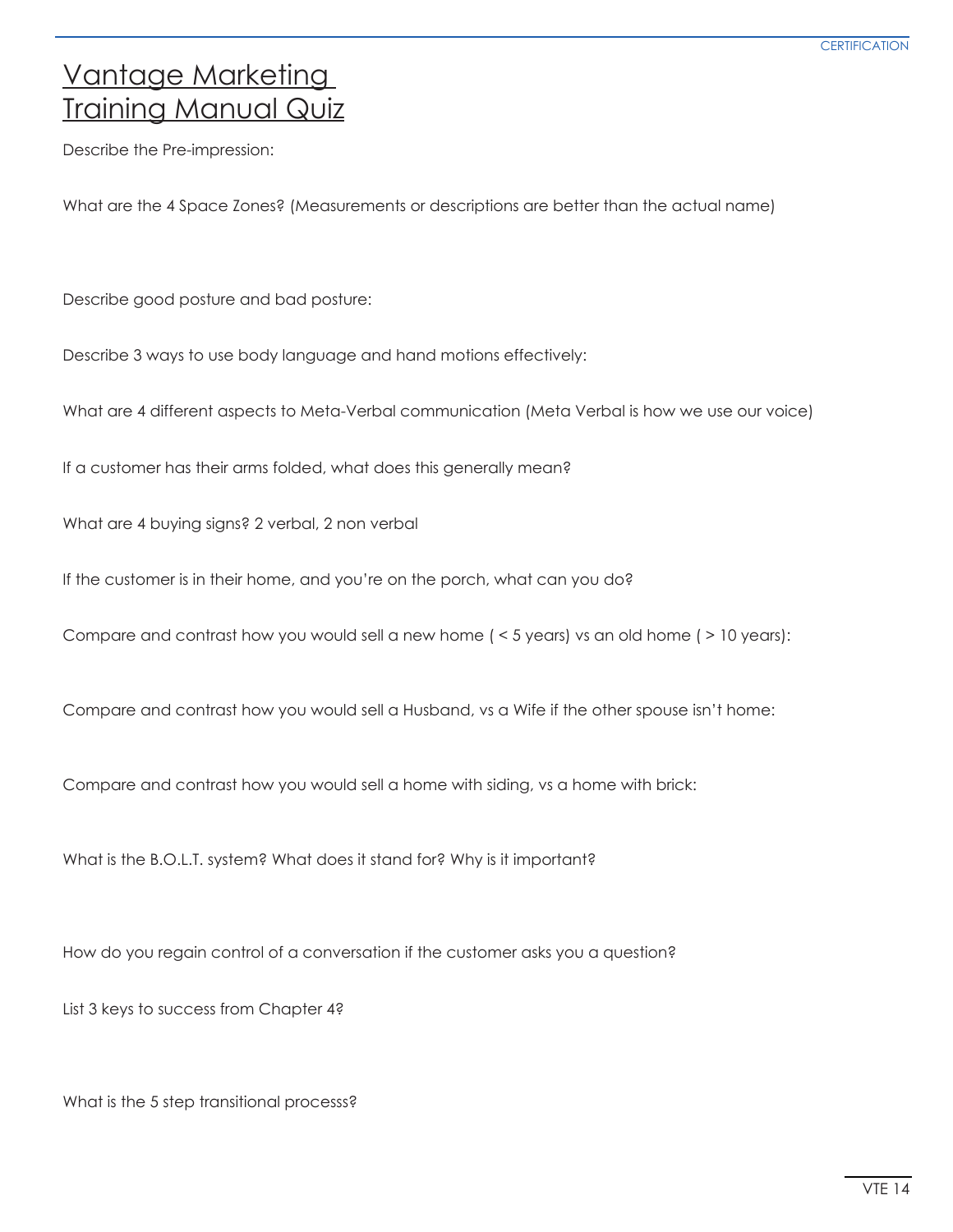# Vantage Marketing Training Manual Quiz

Describe the Pre-impression:

What are the 4 Space Zones? (Measurements or descriptions are better than the actual name)

Describe good posture and bad posture:

Describe 3 ways to use body language and hand motions effectively:

What are 4 different aspects to Meta-Verbal communication (Meta Verbal is how we use our voice)

If a customer has their arms folded, what does this generally mean?

What are 4 buying signs? 2 verbal, 2 non verbal

If the customer is in their home, and you're on the porch, what can you do?

Compare and contrast how you would sell a new home ( < 5 years) vs an old home ( > 10 years):

Compare and contrast how you would sell a Husband, vs a Wife if the other spouse isn't home:

Compare and contrast how you would sell a home with siding, vs a home with brick:

What is the B.O.L.T. system? What does it stand for? Why is it important?

How do you regain control of a conversation if the customer asks you a question?

List 3 keys to success from Chapter 4?

What is the 5 step transitional processs?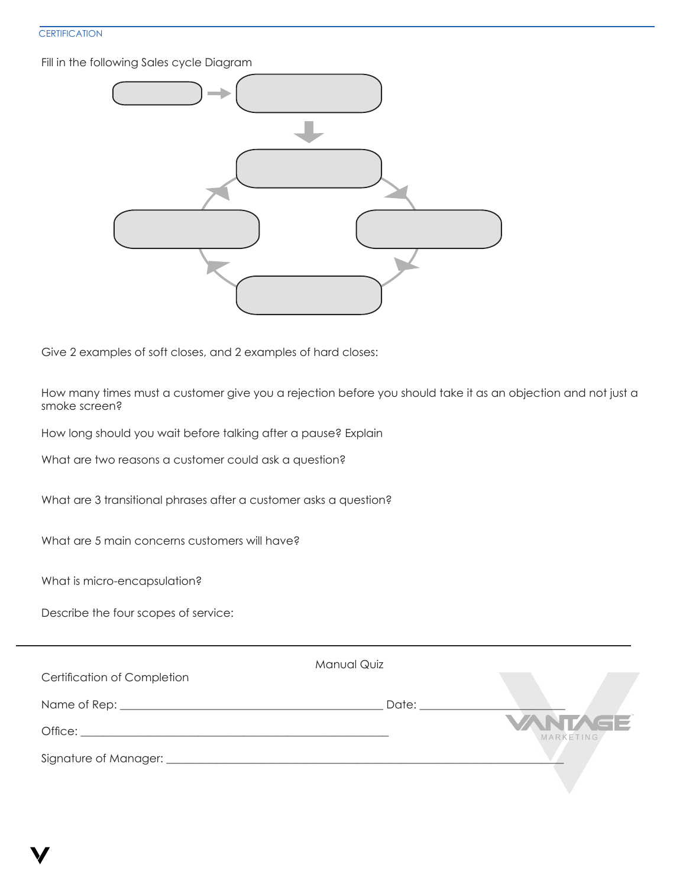Fill in the following Sales cycle Diagram

Give 2 examples of soft closes, and 2 examples of hard closes:

How many times must a customer give you a rejection before you should take it as an objection and not just a smoke screen?

How long should you wait before talking after a pause? Explain

What are two reasons a customer could ask a question?

What are 3 transitional phrases after a customer asks a question?

What are 5 main concerns customers will have?

What is micro-encapsulation?

Describe the four scopes of service:

---

Manual Quiz

Certification of Completion

Name of Rep: ____________________________________________ Date: ________________________

Office: ______________________________________________________

Signature of Manager: ____________________________________________________________________